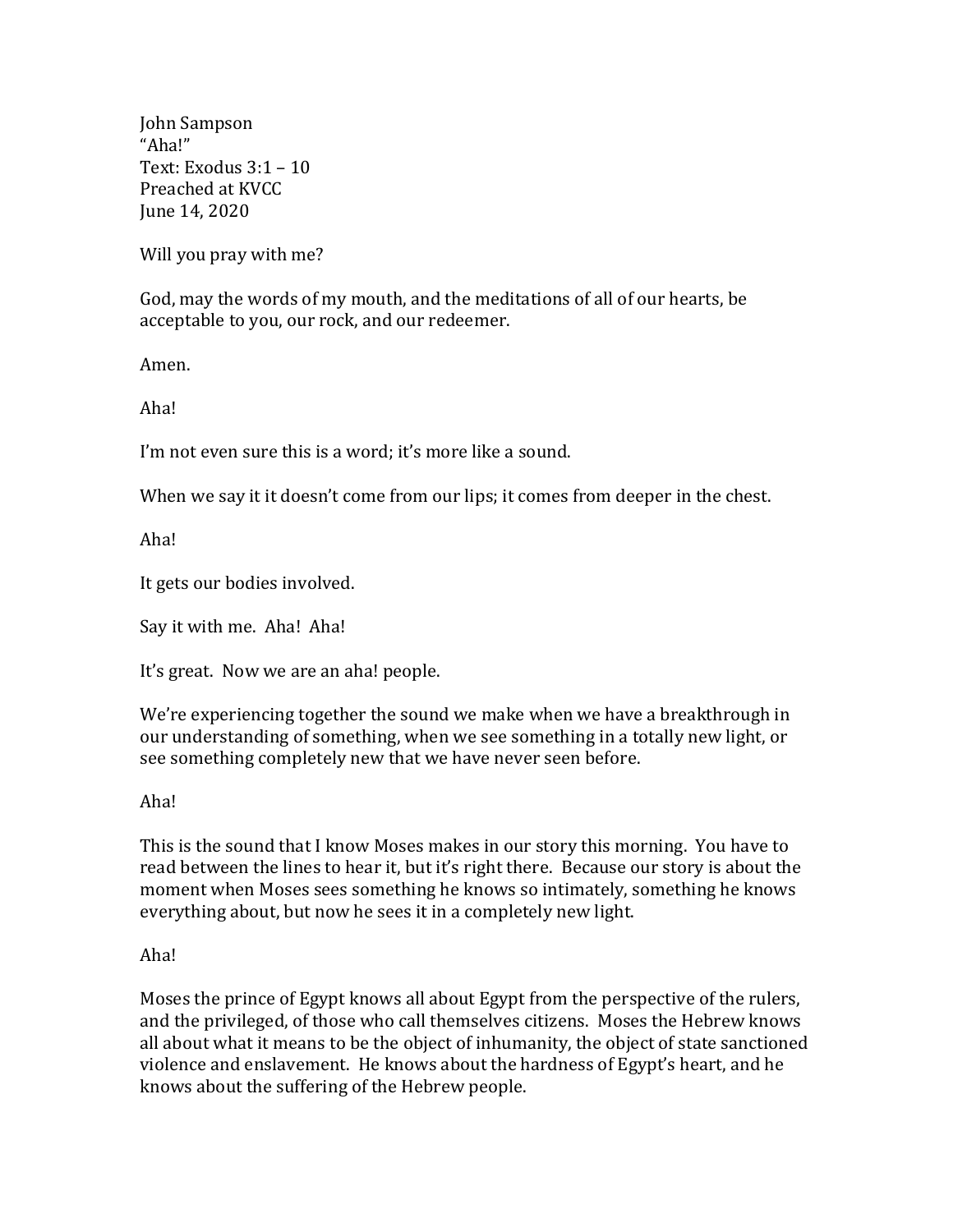John Sampson
"Aha!"
Text: Exodus 3:1 – 10
Preached at KVCC
June 14, 2020

Will you pray with me?

God, may the words of my mouth, and the meditations of all of our hearts, be acceptable to you, our rock, and our redeemer.

Amen.

Aha!

I'm not even sure this is a word; it's more like a sound.

When we say it it doesn't come from our lips; it comes from deeper in the chest.

Aha!

It gets our bodies involved.

Say it with me. Aha! Aha!

It's great. Now we are an aha! people.

We're experiencing together the sound we make when we have a breakthrough in our understanding of something, when we see something in a totally new light, or see something completely new that we have never seen before.

Aha!

This is the sound that I know Moses makes in our story this morning. You have to read between the lines to hear it, but it's right there. Because our story is about the moment when Moses sees something he knows so intimately, something he knows everything about, but now he sees it in a completely new light.

Aha!

Moses the prince of Egypt knows all about Egypt from the perspective of the rulers, and the privileged, of those who call themselves citizens. Moses the Hebrew knows all about what it means to be the object of inhumanity, the object of state sanctioned violence and enslavement. He knows about the hardness of Egypt's heart, and he knows about the suffering of the Hebrew people.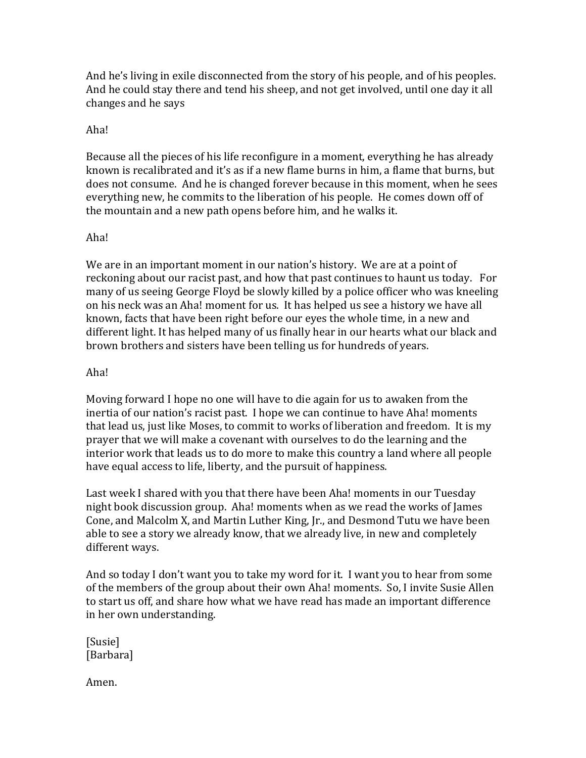And he's living in exile disconnected from the story of his people, and of his peoples. And he could stay there and tend his sheep, and not get involved, until one day it all changes and he says

Aha!

Because all the pieces of his life reconfigure in a moment, everything he has already known is recalibrated and it's as if a new flame burns in him, a flame that burns, but does not consume. And he is changed forever because in this moment, when he sees everything new, he commits to the liberation of his people. He comes down off of the mountain and a new path opens before him, and he walks it.

Aha!

We are in an important moment in our nation's history. We are at a point of reckoning about our racist past, and how that past continues to haunt us today. For many of us seeing George Floyd be slowly killed by a police officer who was kneeling on his neck was an Aha! moment for us. It has helped us see a history we have all known, facts that have been right before our eyes the whole time, in a new and different light. It has helped many of us finally hear in our hearts what our black and brown brothers and sisters have been telling us for hundreds of years.

Aha!

Moving forward I hope no one will have to die again for us to awaken from the inertia of our nation's racist past. I hope we can continue to have Aha! moments that lead us, just like Moses, to commit to works of liberation and freedom. It is my prayer that we will make a covenant with ourselves to do the learning and the interior work that leads us to do more to make this country a land where all people have equal access to life, liberty, and the pursuit of happiness.

Last week I shared with you that there have been Aha! moments in our Tuesday night book discussion group. Aha! moments when as we read the works of James Cone, and Malcolm X, and Martin Luther King, Jr., and Desmond Tutu we have been able to see a story we already know, that we already live, in new and completely different ways.

And so today I don't want you to take my word for it. I want you to hear from some of the members of the group about their own Aha! moments. So, I invite Susie Allen to start us off, and share how what we have read has made an important difference in her own understanding.

[Susie]
[Barbara]

Amen.